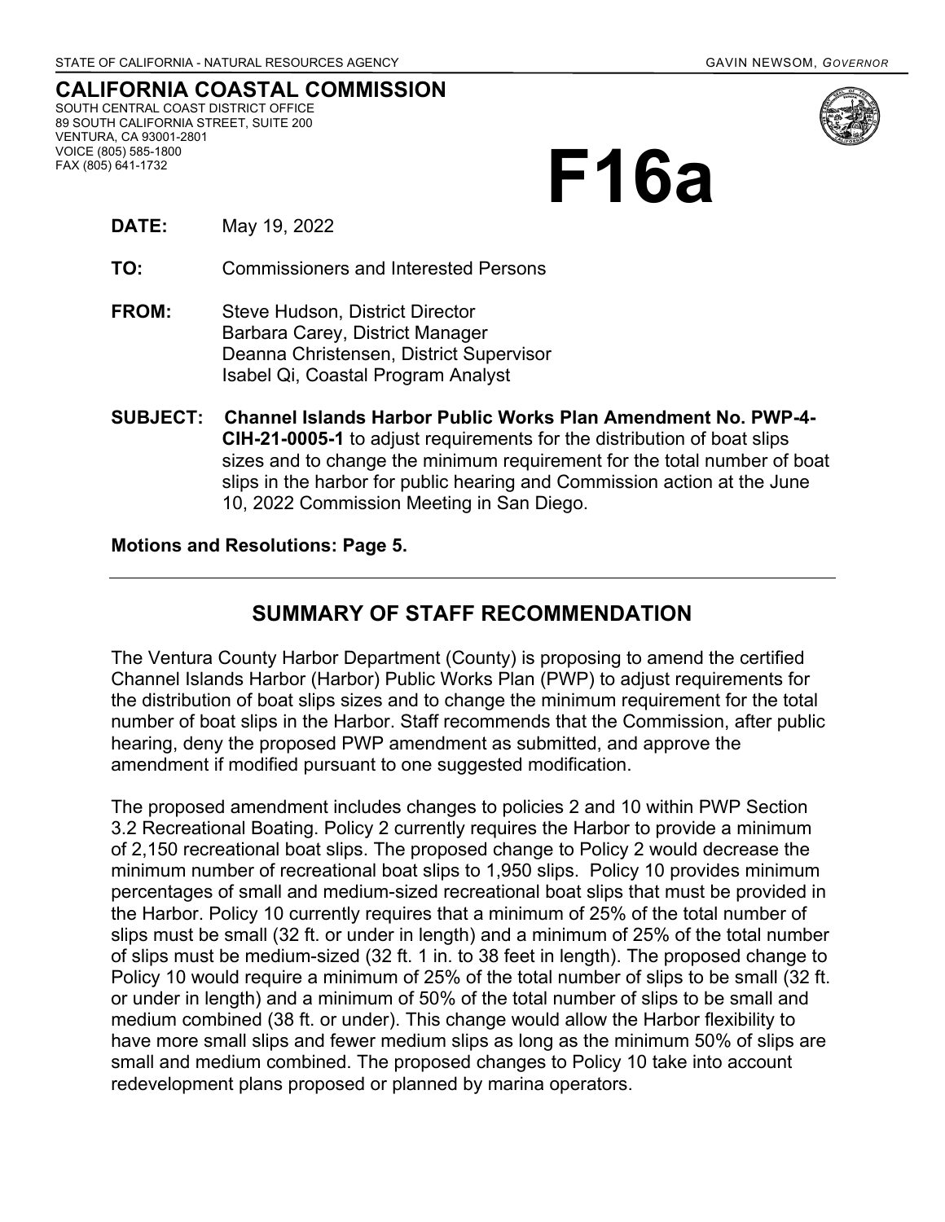STATE OF CALIFORNIA - NATURAL RESOURCES AGENCY

GAVIN NEWSOM, *GOVERNOR*

**CALIFORNIA COASTAL COMMISSION**
SOUTH CENTRAL COAST DISTRICT OFFICE
89 SOUTH CALIFORNIA STREET, SUITE 200
VENTURA, CA 93001-2801
VOICE (805) 585-1800
FAX (805) 641-1732

# F16a

**DATE:** May 19, 2022

**TO:** Commissioners and Interested Persons

**FROM:** Steve Hudson, District Director
Barbara Carey, District Manager
Deanna Christensen, District Supervisor
Isabel Qi, Coastal Program Analyst

**SUBJECT:** **Channel Islands Harbor Public Works Plan Amendment No. PWP-4-CIH-21-0005-1** to adjust requirements for the distribution of boat slips sizes and to change the minimum requirement for the total number of boat slips in the harbor for public hearing and Commission action at the June 10, 2022 Commission Meeting in San Diego.

**Motions and Resolutions: Page 5.**

---

## SUMMARY OF STAFF RECOMMENDATION

The Ventura County Harbor Department (County) is proposing to amend the certified Channel Islands Harbor (Harbor) Public Works Plan (PWP) to adjust requirements for the distribution of boat slips sizes and to change the minimum requirement for the total number of boat slips in the Harbor. Staff recommends that the Commission, after public hearing, deny the proposed PWP amendment as submitted, and approve the amendment if modified pursuant to one suggested modification.

The proposed amendment includes changes to policies 2 and 10 within PWP Section 3.2 Recreational Boating. Policy 2 currently requires the Harbor to provide a minimum of 2,150 recreational boat slips. The proposed change to Policy 2 would decrease the minimum number of recreational boat slips to 1,950 slips. Policy 10 provides minimum percentages of small and medium-sized recreational boat slips that must be provided in the Harbor. Policy 10 currently requires that a minimum of 25% of the total number of slips must be small (32 ft. or under in length) and a minimum of 25% of the total number of slips must be medium-sized (32 ft. 1 in. to 38 feet in length). The proposed change to Policy 10 would require a minimum of 25% of the total number of slips to be small (32 ft. or under in length) and a minimum of 50% of the total number of slips to be small and medium combined (38 ft. or under). This change would allow the Harbor flexibility to have more small slips and fewer medium slips as long as the minimum 50% of slips are small and medium combined. The proposed changes to Policy 10 take into account redevelopment plans proposed or planned by marina operators.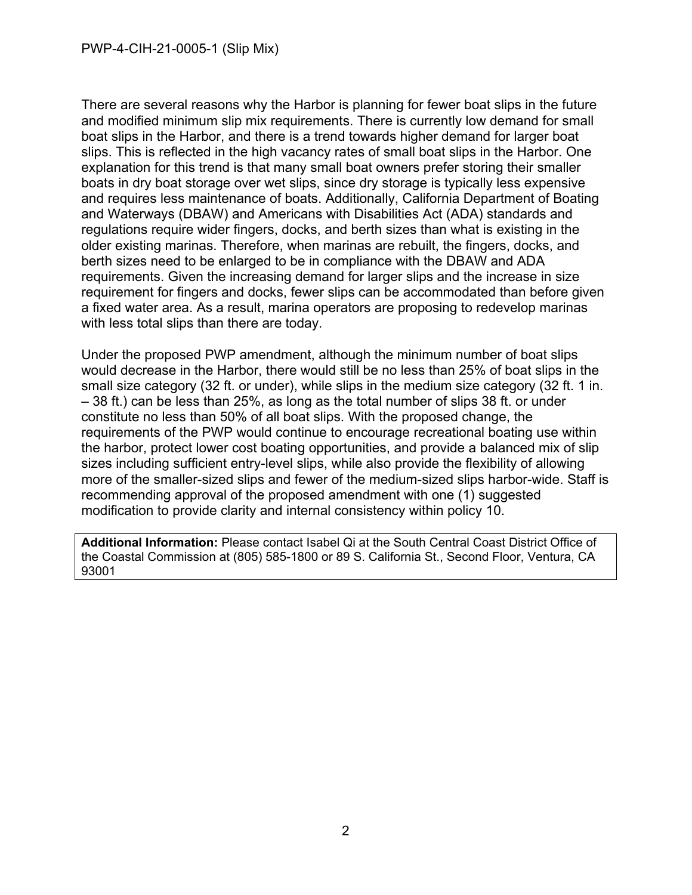There are several reasons why the Harbor is planning for fewer boat slips in the future and modified minimum slip mix requirements. There is currently low demand for small boat slips in the Harbor, and there is a trend towards higher demand for larger boat slips. This is reflected in the high vacancy rates of small boat slips in the Harbor. One explanation for this trend is that many small boat owners prefer storing their smaller boats in dry boat storage over wet slips, since dry storage is typically less expensive and requires less maintenance of boats. Additionally, California Department of Boating and Waterways (DBAW) and Americans with Disabilities Act (ADA) standards and regulations require wider fingers, docks, and berth sizes than what is existing in the older existing marinas. Therefore, when marinas are rebuilt, the fingers, docks, and berth sizes need to be enlarged to be in compliance with the DBAW and ADA requirements. Given the increasing demand for larger slips and the increase in size requirement for fingers and docks, fewer slips can be accommodated than before given a fixed water area. As a result, marina operators are proposing to redevelop marinas with less total slips than there are today.

Under the proposed PWP amendment, although the minimum number of boat slips would decrease in the Harbor, there would still be no less than 25% of boat slips in the small size category (32 ft. or under), while slips in the medium size category (32 ft. 1 in. – 38 ft.) can be less than 25%, as long as the total number of slips 38 ft. or under constitute no less than 50% of all boat slips. With the proposed change, the requirements of the PWP would continue to encourage recreational boating use within the harbor, protect lower cost boating opportunities, and provide a balanced mix of slip sizes including sufficient entry-level slips, while also provide the flexibility of allowing more of the smaller-sized slips and fewer of the medium-sized slips harbor-wide. Staff is recommending approval of the proposed amendment with one (1) suggested modification to provide clarity and internal consistency within policy 10.

**Additional Information:** Please contact Isabel Qi at the South Central Coast District Office of the Coastal Commission at (805) 585-1800 or 89 S. California St., Second Floor, Ventura, CA 93001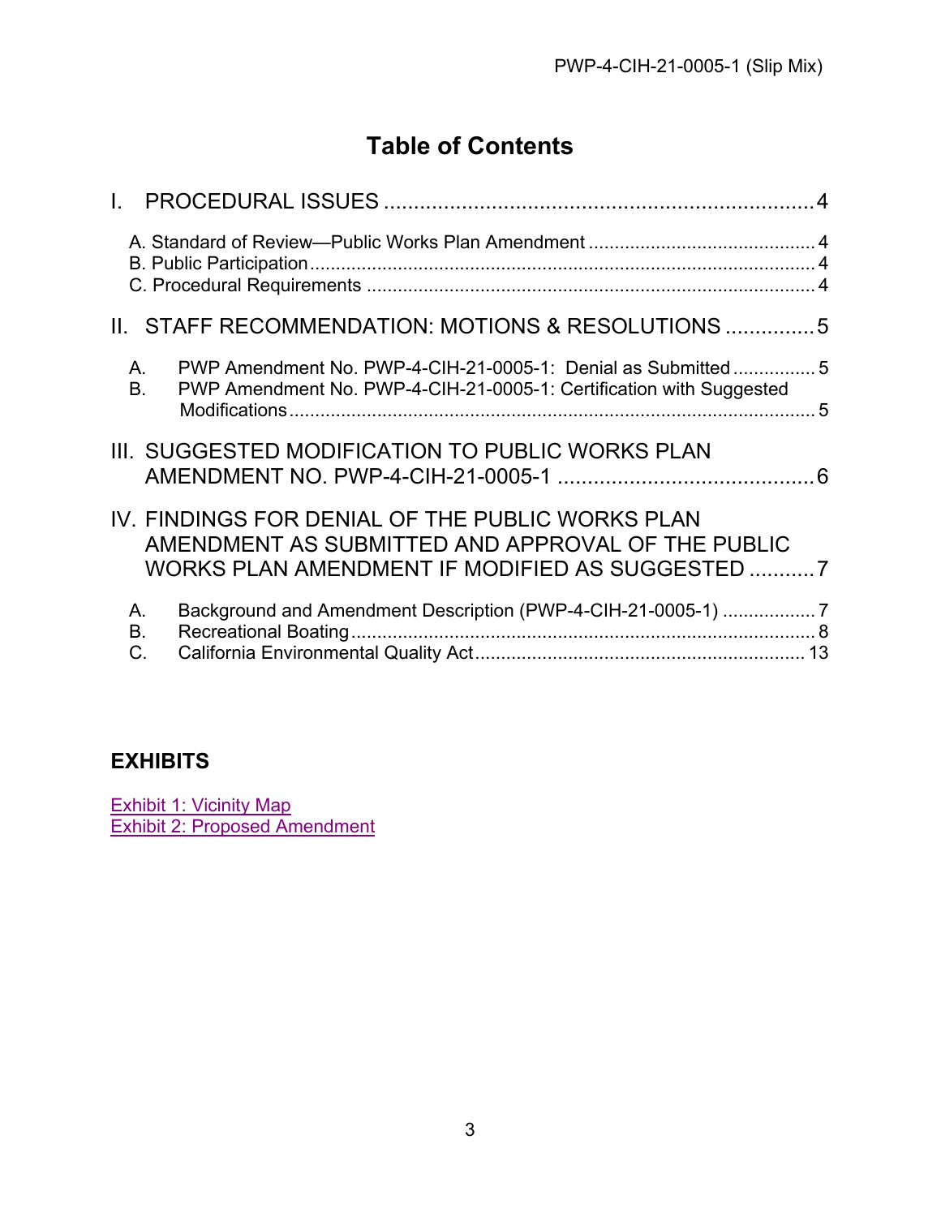# Table of Contents

I. PROCEDURAL ISSUES ........................................................................ 4

- A. Standard of Review—Public Works Plan Amendment ........................................... 4
- B. Public Participation ........................................................................................... 4
- C. Procedural Requirements .................................................................................... 4

II. STAFF RECOMMENDATION: MOTIONS & RESOLUTIONS ............... 5

- A. PWP Amendment No. PWP-4-CIH-21-0005-1: Denial as Submitted ................ 5
- B. PWP Amendment No. PWP-4-CIH-21-0005-1: Certification with Suggested Modifications ..................................................................................................... 5

III. SUGGESTED MODIFICATION TO PUBLIC WORKS PLAN AMENDMENT NO. PWP-4-CIH-21-0005-1 ........................................... 6

IV. FINDINGS FOR DENIAL OF THE PUBLIC WORKS PLAN AMENDMENT AS SUBMITTED AND APPROVAL OF THE PUBLIC WORKS PLAN AMENDMENT IF MODIFIED AS SUGGESTED ........... 7

- A. Background and Amendment Description (PWP-4-CIH-21-0005-1) .................. 7
- B. Recreational Boating ......................................................................................... 8
- C. California Environmental Quality Act ................................................................ 13

## EXHIBITS

Exhibit 1: Vicinity Map
Exhibit 2: Proposed Amendment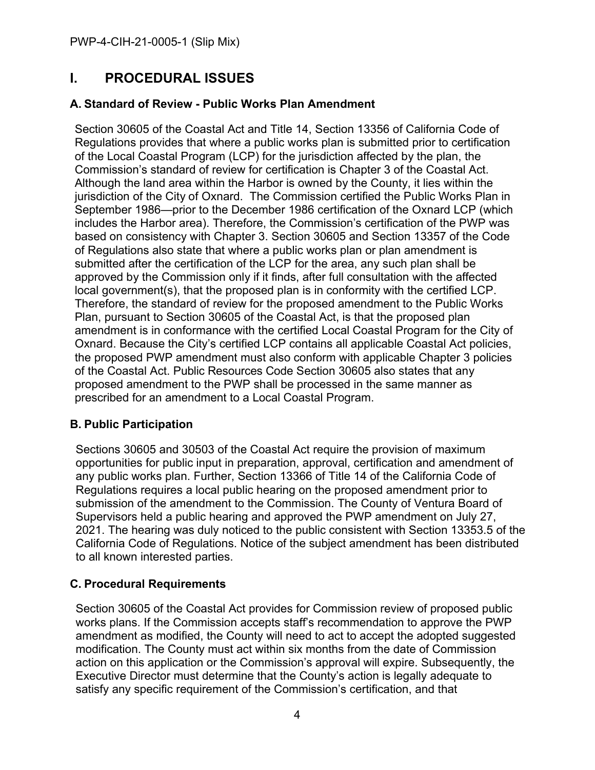# I. PROCEDURAL ISSUES

### A. Standard of Review - Public Works Plan Amendment

Section 30605 of the Coastal Act and Title 14, Section 13356 of California Code of Regulations provides that where a public works plan is submitted prior to certification of the Local Coastal Program (LCP) for the jurisdiction affected by the plan, the Commission's standard of review for certification is Chapter 3 of the Coastal Act. Although the land area within the Harbor is owned by the County, it lies within the jurisdiction of the City of Oxnard. The Commission certified the Public Works Plan in September 1986—prior to the December 1986 certification of the Oxnard LCP (which includes the Harbor area). Therefore, the Commission's certification of the PWP was based on consistency with Chapter 3. Section 30605 and Section 13357 of the Code of Regulations also state that where a public works plan or plan amendment is submitted after the certification of the LCP for the area, any such plan shall be approved by the Commission only if it finds, after full consultation with the affected local government(s), that the proposed plan is in conformity with the certified LCP. Therefore, the standard of review for the proposed amendment to the Public Works Plan, pursuant to Section 30605 of the Coastal Act, is that the proposed plan amendment is in conformance with the certified Local Coastal Program for the City of Oxnard. Because the City's certified LCP contains all applicable Coastal Act policies, the proposed PWP amendment must also conform with applicable Chapter 3 policies of the Coastal Act. Public Resources Code Section 30605 also states that any proposed amendment to the PWP shall be processed in the same manner as prescribed for an amendment to a Local Coastal Program.

### B. Public Participation

Sections 30605 and 30503 of the Coastal Act require the provision of maximum opportunities for public input in preparation, approval, certification and amendment of any public works plan. Further, Section 13366 of Title 14 of the California Code of Regulations requires a local public hearing on the proposed amendment prior to submission of the amendment to the Commission. The County of Ventura Board of Supervisors held a public hearing and approved the PWP amendment on July 27, 2021. The hearing was duly noticed to the public consistent with Section 13353.5 of the California Code of Regulations. Notice of the subject amendment has been distributed to all known interested parties.

### C. Procedural Requirements

Section 30605 of the Coastal Act provides for Commission review of proposed public works plans. If the Commission accepts staff's recommendation to approve the PWP amendment as modified, the County will need to act to accept the adopted suggested modification. The County must act within six months from the date of Commission action on this application or the Commission's approval will expire. Subsequently, the Executive Director must determine that the County's action is legally adequate to satisfy any specific requirement of the Commission's certification, and that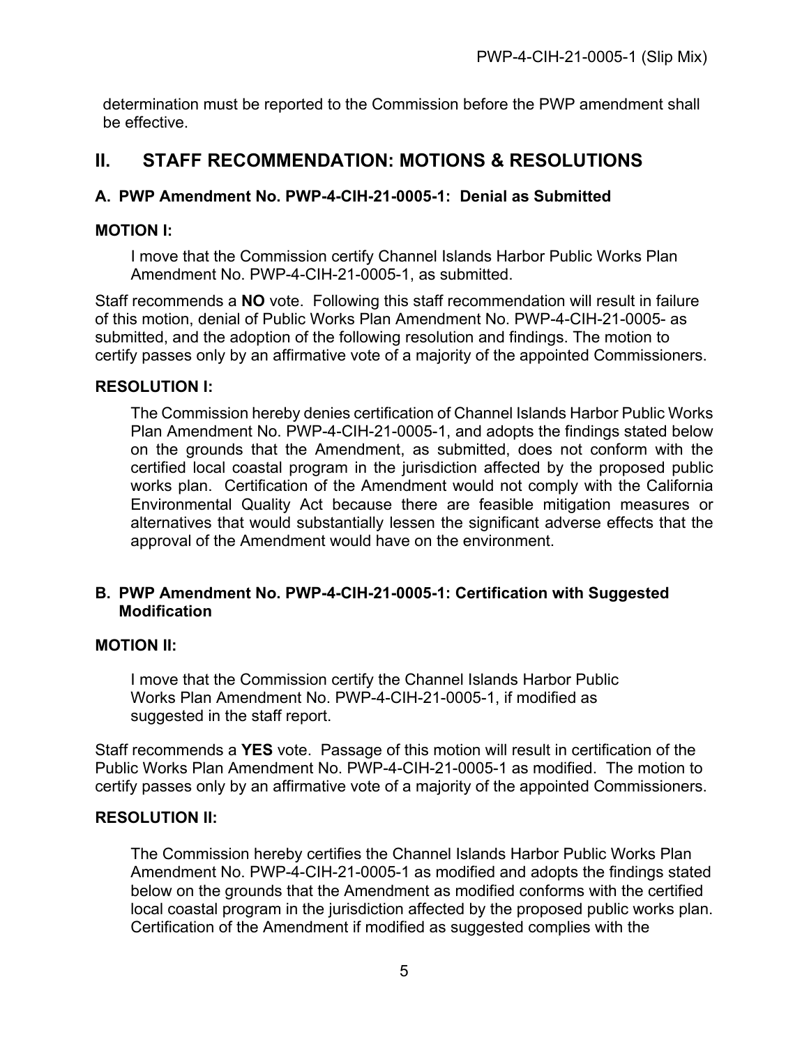determination must be reported to the Commission before the PWP amendment shall be effective.

## II. STAFF RECOMMENDATION: MOTIONS & RESOLUTIONS

### A. PWP Amendment No. PWP-4-CIH-21-0005-1: Denial as Submitted

**MOTION I:**

I move that the Commission certify Channel Islands Harbor Public Works Plan Amendment No. PWP-4-CIH-21-0005-1, as submitted.

Staff recommends a **NO** vote. Following this staff recommendation will result in failure of this motion, denial of Public Works Plan Amendment No. PWP-4-CIH-21-0005- as submitted, and the adoption of the following resolution and findings. The motion to certify passes only by an affirmative vote of a majority of the appointed Commissioners.

**RESOLUTION I:**

The Commission hereby denies certification of Channel Islands Harbor Public Works Plan Amendment No. PWP-4-CIH-21-0005-1, and adopts the findings stated below on the grounds that the Amendment, as submitted, does not conform with the certified local coastal program in the jurisdiction affected by the proposed public works plan. Certification of the Amendment would not comply with the California Environmental Quality Act because there are feasible mitigation measures or alternatives that would substantially lessen the significant adverse effects that the approval of the Amendment would have on the environment.

### B. PWP Amendment No. PWP-4-CIH-21-0005-1: Certification with Suggested Modification

**MOTION II:**

I move that the Commission certify the Channel Islands Harbor Public Works Plan Amendment No. PWP-4-CIH-21-0005-1, if modified as suggested in the staff report.

Staff recommends a **YES** vote. Passage of this motion will result in certification of the Public Works Plan Amendment No. PWP-4-CIH-21-0005-1 as modified. The motion to certify passes only by an affirmative vote of a majority of the appointed Commissioners.

**RESOLUTION II:**

The Commission hereby certifies the Channel Islands Harbor Public Works Plan Amendment No. PWP-4-CIH-21-0005-1 as modified and adopts the findings stated below on the grounds that the Amendment as modified conforms with the certified local coastal program in the jurisdiction affected by the proposed public works plan. Certification of the Amendment if modified as suggested complies with the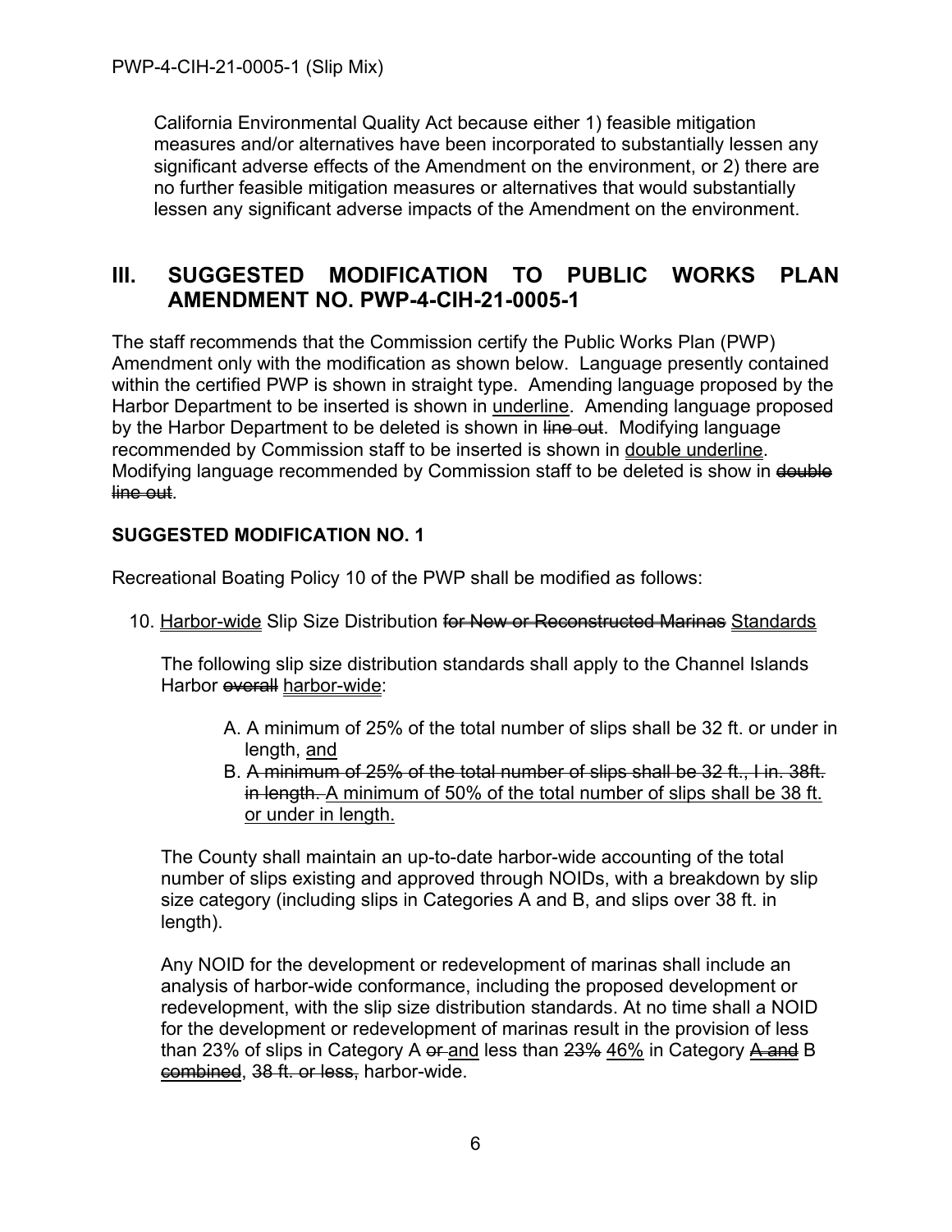California Environmental Quality Act because either 1) feasible mitigation measures and/or alternatives have been incorporated to substantially lessen any significant adverse effects of the Amendment on the environment, or 2) there are no further feasible mitigation measures or alternatives that would substantially lessen any significant adverse impacts of the Amendment on the environment.

## III. SUGGESTED MODIFICATION TO PUBLIC WORKS PLAN AMENDMENT NO. PWP-4-CIH-21-0005-1

The staff recommends that the Commission certify the Public Works Plan (PWP) Amendment only with the modification as shown below. Language presently contained within the certified PWP is shown in straight type. Amending language proposed by the Harbor Department to be inserted is shown in <u>underline</u>. Amending language proposed by the Harbor Department to be deleted is shown in ~~line out~~. Modifying language recommended by Commission staff to be inserted is shown in <u>double underline</u>. Modifying language recommended by Commission staff to be deleted is show in ~~double line out~~.

### SUGGESTED MODIFICATION NO. 1

Recreational Boating Policy 10 of the PWP shall be modified as follows:

10. <u>Harbor-wide</u> Slip Size Distribution ~~for New or Reconstructed Marinas~~ <u>Standards</u>

    The following slip size distribution standards shall apply to the Channel Islands Harbor ~~overall~~ <u>harbor-wide</u>:

    A. A minimum of 25% of the total number of slips shall be 32 ft. or under in length, <u>and</u>

    B. ~~A minimum of 25% of the total number of slips shall be 32 ft., I in. 38ft. in length.~~ <u>A minimum of 50% of the total number of slips shall be 38 ft. or under in length.</u>

    The County shall maintain an up-to-date harbor-wide accounting of the total number of slips existing and approved through NOIDs, with a breakdown by slip size category (including slips in Categories A and B, and slips over 38 ft. in length).

    Any NOID for the development or redevelopment of marinas shall include an analysis of harbor-wide conformance, including the proposed development or redevelopment, with the slip size distribution standards. At no time shall a NOID for the development or redevelopment of marinas result in the provision of less than 23% of slips in Category A ~~or~~ <u>and</u> less than ~~23%~~ <u>46%</u> in Category ~~A and~~ B ~~combined~~, ~~38 ft. or less,~~ harbor-wide.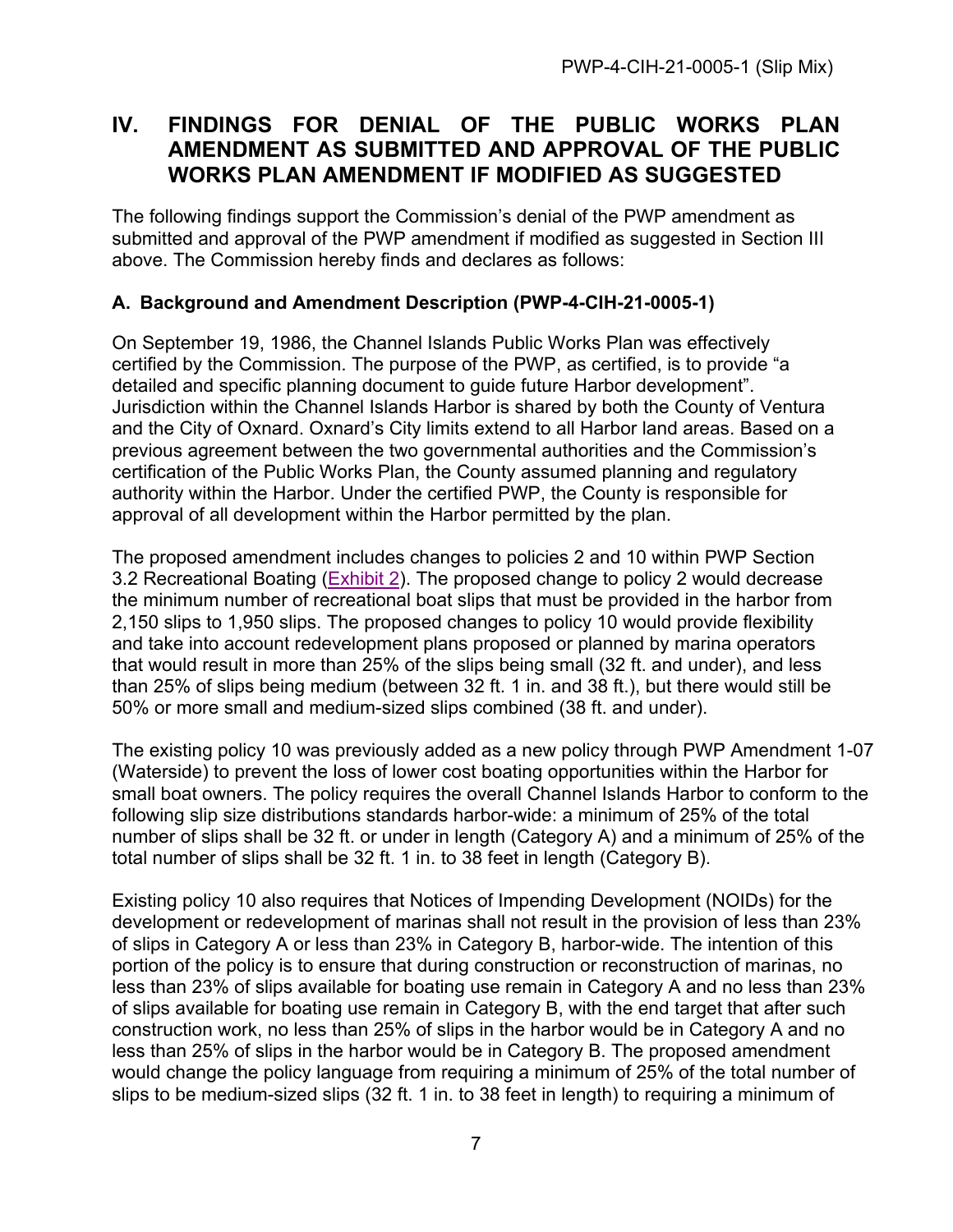## IV. FINDINGS FOR DENIAL OF THE PUBLIC WORKS PLAN AMENDMENT AS SUBMITTED AND APPROVAL OF THE PUBLIC WORKS PLAN AMENDMENT IF MODIFIED AS SUGGESTED

The following findings support the Commission's denial of the PWP amendment as submitted and approval of the PWP amendment if modified as suggested in Section III above. The Commission hereby finds and declares as follows:

### A. Background and Amendment Description (PWP-4-CIH-21-0005-1)

On September 19, 1986, the Channel Islands Public Works Plan was effectively certified by the Commission. The purpose of the PWP, as certified, is to provide "a detailed and specific planning document to guide future Harbor development". Jurisdiction within the Channel Islands Harbor is shared by both the County of Ventura and the City of Oxnard. Oxnard's City limits extend to all Harbor land areas. Based on a previous agreement between the two governmental authorities and the Commission's certification of the Public Works Plan, the County assumed planning and regulatory authority within the Harbor. Under the certified PWP, the County is responsible for approval of all development within the Harbor permitted by the plan.

The proposed amendment includes changes to policies 2 and 10 within PWP Section 3.2 Recreational Boating (Exhibit 2). The proposed change to policy 2 would decrease the minimum number of recreational boat slips that must be provided in the harbor from 2,150 slips to 1,950 slips. The proposed changes to policy 10 would provide flexibility and take into account redevelopment plans proposed or planned by marina operators that would result in more than 25% of the slips being small (32 ft. and under), and less than 25% of slips being medium (between 32 ft. 1 in. and 38 ft.), but there would still be 50% or more small and medium-sized slips combined (38 ft. and under).

The existing policy 10 was previously added as a new policy through PWP Amendment 1-07 (Waterside) to prevent the loss of lower cost boating opportunities within the Harbor for small boat owners. The policy requires the overall Channel Islands Harbor to conform to the following slip size distributions standards harbor-wide: a minimum of 25% of the total number of slips shall be 32 ft. or under in length (Category A) and a minimum of 25% of the total number of slips shall be 32 ft. 1 in. to 38 feet in length (Category B).

Existing policy 10 also requires that Notices of Impending Development (NOIDs) for the development or redevelopment of marinas shall not result in the provision of less than 23% of slips in Category A or less than 23% in Category B, harbor-wide. The intention of this portion of the policy is to ensure that during construction or reconstruction of marinas, no less than 23% of slips available for boating use remain in Category A and no less than 23% of slips available for boating use remain in Category B, with the end target that after such construction work, no less than 25% of slips in the harbor would be in Category A and no less than 25% of slips in the harbor would be in Category B. The proposed amendment would change the policy language from requiring a minimum of 25% of the total number of slips to be medium-sized slips (32 ft. 1 in. to 38 feet in length) to requiring a minimum of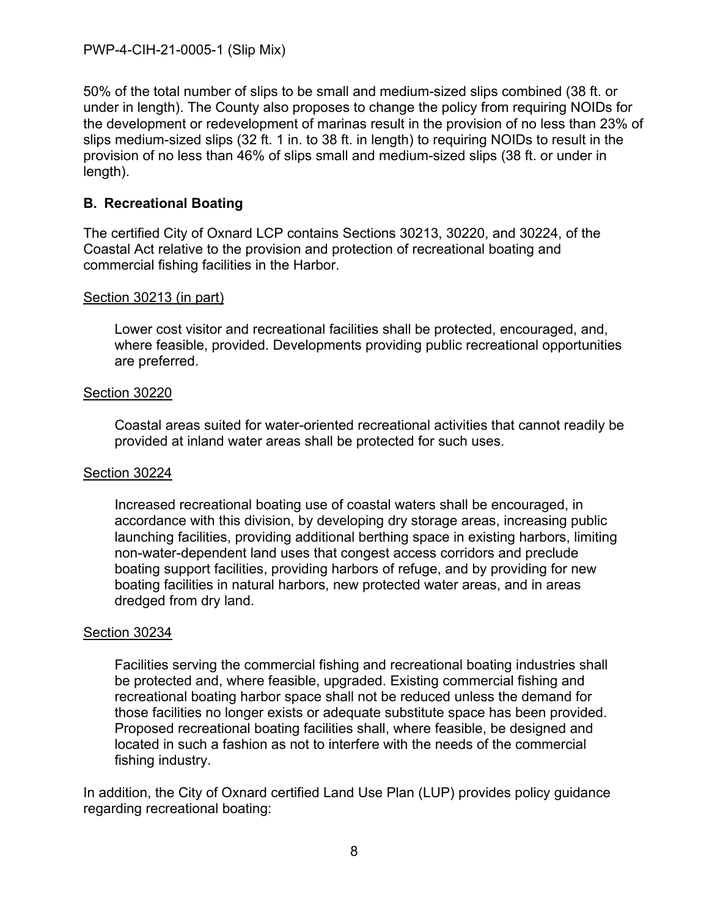50% of the total number of slips to be small and medium-sized slips combined (38 ft. or under in length). The County also proposes to change the policy from requiring NOIDs for the development or redevelopment of marinas result in the provision of no less than 23% of slips medium-sized slips (32 ft. 1 in. to 38 ft. in length) to requiring NOIDs to result in the provision of no less than 46% of slips small and medium-sized slips (38 ft. or under in length).

### B. Recreational Boating

The certified City of Oxnard LCP contains Sections 30213, 30220, and 30224, of the Coastal Act relative to the provision and protection of recreational boating and commercial fishing facilities in the Harbor.

Section 30213 (in part)

> Lower cost visitor and recreational facilities shall be protected, encouraged, and, where feasible, provided. Developments providing public recreational opportunities are preferred.

Section 30220

> Coastal areas suited for water-oriented recreational activities that cannot readily be provided at inland water areas shall be protected for such uses.

Section 30224

> Increased recreational boating use of coastal waters shall be encouraged, in accordance with this division, by developing dry storage areas, increasing public launching facilities, providing additional berthing space in existing harbors, limiting non-water-dependent land uses that congest access corridors and preclude boating support facilities, providing harbors of refuge, and by providing for new boating facilities in natural harbors, new protected water areas, and in areas dredged from dry land.

Section 30234

> Facilities serving the commercial fishing and recreational boating industries shall be protected and, where feasible, upgraded. Existing commercial fishing and recreational boating harbor space shall not be reduced unless the demand for those facilities no longer exists or adequate substitute space has been provided. Proposed recreational boating facilities shall, where feasible, be designed and located in such a fashion as not to interfere with the needs of the commercial fishing industry.

In addition, the City of Oxnard certified Land Use Plan (LUP) provides policy guidance regarding recreational boating: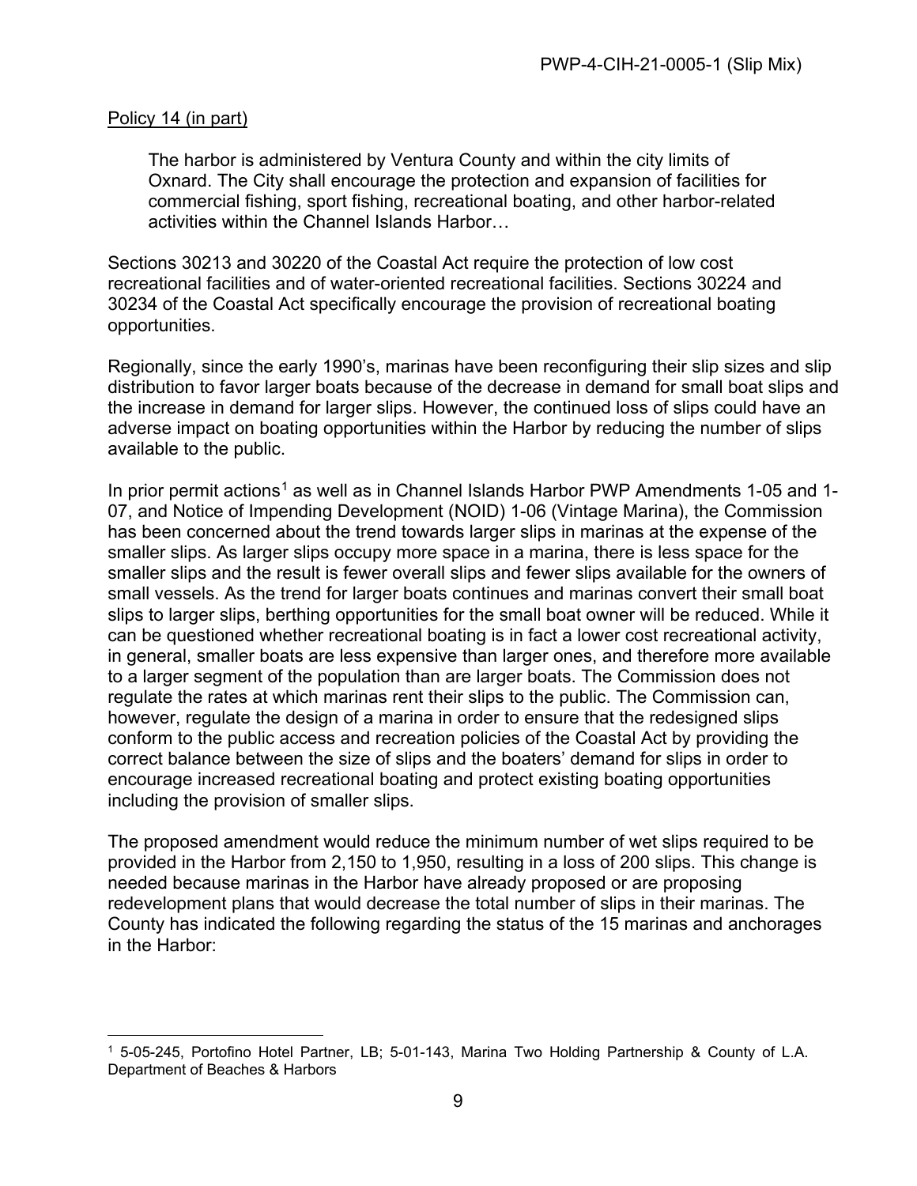Policy 14 (in part)

> The harbor is administered by Ventura County and within the city limits of Oxnard. The City shall encourage the protection and expansion of facilities for commercial fishing, sport fishing, recreational boating, and other harbor-related activities within the Channel Islands Harbor…

Sections 30213 and 30220 of the Coastal Act require the protection of low cost recreational facilities and of water-oriented recreational facilities. Sections 30224 and 30234 of the Coastal Act specifically encourage the provision of recreational boating opportunities.

Regionally, since the early 1990's, marinas have been reconfiguring their slip sizes and slip distribution to favor larger boats because of the decrease in demand for small boat slips and the increase in demand for larger slips. However, the continued loss of slips could have an adverse impact on boating opportunities within the Harbor by reducing the number of slips available to the public.

In prior permit actions[1] as well as in Channel Islands Harbor PWP Amendments 1-05 and 1-07, and Notice of Impending Development (NOID) 1-06 (Vintage Marina), the Commission has been concerned about the trend towards larger slips in marinas at the expense of the smaller slips. As larger slips occupy more space in a marina, there is less space for the smaller slips and the result is fewer overall slips and fewer slips available for the owners of small vessels. As the trend for larger boats continues and marinas convert their small boat slips to larger slips, berthing opportunities for the small boat owner will be reduced. While it can be questioned whether recreational boating is in fact a lower cost recreational activity, in general, smaller boats are less expensive than larger ones, and therefore more available to a larger segment of the population than are larger boats. The Commission does not regulate the rates at which marinas rent their slips to the public. The Commission can, however, regulate the design of a marina in order to ensure that the redesigned slips conform to the public access and recreation policies of the Coastal Act by providing the correct balance between the size of slips and the boaters' demand for slips in order to encourage increased recreational boating and protect existing boating opportunities including the provision of smaller slips.

The proposed amendment would reduce the minimum number of wet slips required to be provided in the Harbor from 2,150 to 1,950, resulting in a loss of 200 slips. This change is needed because marinas in the Harbor have already proposed or are proposing redevelopment plans that would decrease the total number of slips in their marinas. The County has indicated the following regarding the status of the 15 marinas and anchorages in the Harbor:

---

[1] 5-05-245, Portofino Hotel Partner, LB; 5-01-143, Marina Two Holding Partnership & County of L.A. Department of Beaches & Harbors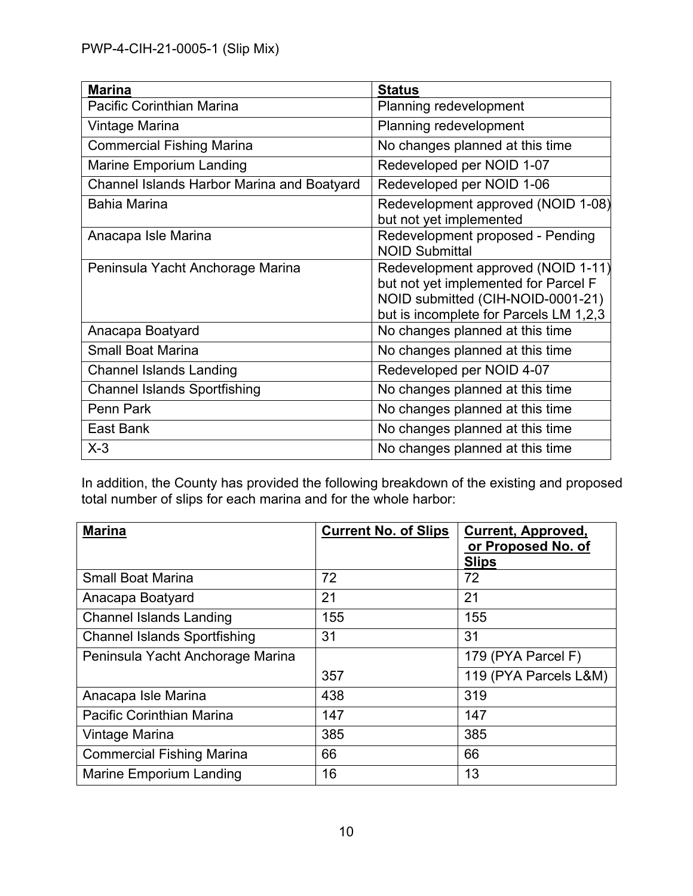| Marina | Status |
|---|---|
| Pacific Corinthian Marina | Planning redevelopment |
| Vintage Marina | Planning redevelopment |
| Commercial Fishing Marina | No changes planned at this time |
| Marine Emporium Landing | Redeveloped per NOID 1-07 |
| Channel Islands Harbor Marina and Boatyard | Redeveloped per NOID 1-06 |
| Bahia Marina | Redevelopment approved (NOID 1-08) but not yet implemented |
| Anacapa Isle Marina | Redevelopment proposed - Pending NOID Submittal |
| Peninsula Yacht Anchorage Marina | Redevelopment approved (NOID 1-11) but not yet implemented for Parcel F NOID submitted (CIH-NOID-0001-21) but is incomplete for Parcels LM 1,2,3 |
| Anacapa Boatyard | No changes planned at this time |
| Small Boat Marina | No changes planned at this time |
| Channel Islands Landing | Redeveloped per NOID 4-07 |
| Channel Islands Sportfishing | No changes planned at this time |
| Penn Park | No changes planned at this time |
| East Bank | No changes planned at this time |
| X-3 | No changes planned at this time |

In addition, the County has provided the following breakdown of the existing and proposed total number of slips for each marina and for the whole harbor:

| Marina | Current No. of Slips | Current, Approved, or Proposed No. of Slips |
|---|---|---|
| Small Boat Marina | 72 | 72 |
| Anacapa Boatyard | 21 | 21 |
| Channel Islands Landing | 155 | 155 |
| Channel Islands Sportfishing | 31 | 31 |
| Peninsula Yacht Anchorage Marina | | 179 (PYA Parcel F) |
| | 357 | 119 (PYA Parcels L&M) |
| Anacapa Isle Marina | 438 | 319 |
| Pacific Corinthian Marina | 147 | 147 |
| Vintage Marina | 385 | 385 |
| Commercial Fishing Marina | 66 | 66 |
| Marine Emporium Landing | 16 | 13 |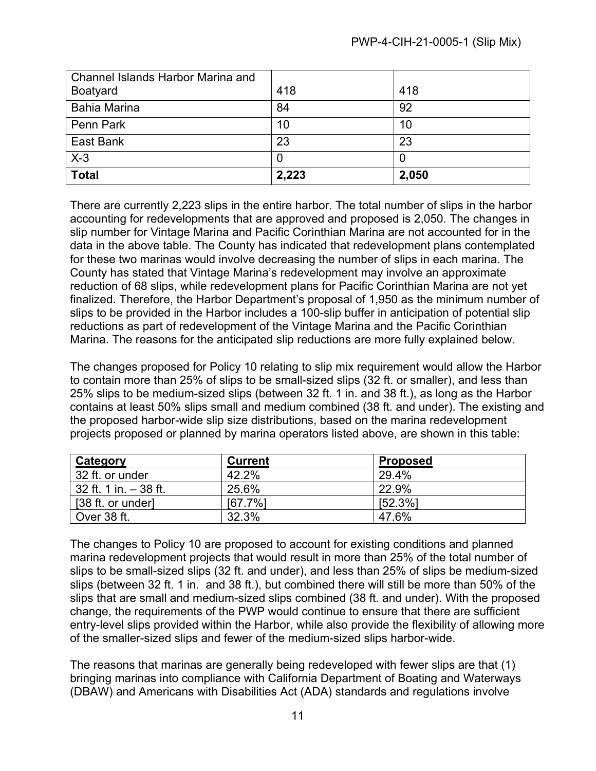| | | |
|---|---|---|
| Channel Islands Harbor Marina and Boatyard | 418 | 418 |
| Bahia Marina | 84 | 92 |
| Penn Park | 10 | 10 |
| East Bank | 23 | 23 |
| X-3 | 0 | 0 |
| **Total** | **2,223** | **2,050** |

There are currently 2,223 slips in the entire harbor. The total number of slips in the harbor accounting for redevelopments that are approved and proposed is 2,050. The changes in slip number for Vintage Marina and Pacific Corinthian Marina are not accounted for in the data in the above table. The County has indicated that redevelopment plans contemplated for these two marinas would involve decreasing the number of slips in each marina. The County has stated that Vintage Marina's redevelopment may involve an approximate reduction of 68 slips, while redevelopment plans for Pacific Corinthian Marina are not yet finalized. Therefore, the Harbor Department's proposal of 1,950 as the minimum number of slips to be provided in the Harbor includes a 100-slip buffer in anticipation of potential slip reductions as part of redevelopment of the Vintage Marina and the Pacific Corinthian Marina. The reasons for the anticipated slip reductions are more fully explained below.

The changes proposed for Policy 10 relating to slip mix requirement would allow the Harbor to contain more than 25% of slips to be small-sized slips (32 ft. or smaller), and less than 25% slips to be medium-sized slips (between 32 ft. 1 in. and 38 ft.), as long as the Harbor contains at least 50% slips small and medium combined (38 ft. and under). The existing and the proposed harbor-wide slip size distributions, based on the marina redevelopment projects proposed or planned by marina operators listed above, are shown in this table:

| Category | Current | Proposed |
|---|---|---|
| 32 ft. or under | 42.2% | 29.4% |
| 32 ft. 1 in. – 38 ft. | 25.6% | 22.9% |
| [38 ft. or under] | [67.7%] | [52.3%] |
| Over 38 ft. | 32.3% | 47.6% |

The changes to Policy 10 are proposed to account for existing conditions and planned marina redevelopment projects that would result in more than 25% of the total number of slips to be small-sized slips (32 ft. and under), and less than 25% of slips be medium-sized slips (between 32 ft. 1 in. and 38 ft.), but combined there will still be more than 50% of the slips that are small and medium-sized slips combined (38 ft. and under). With the proposed change, the requirements of the PWP would continue to ensure that there are sufficient entry-level slips provided within the Harbor, while also provide the flexibility of allowing more of the smaller-sized slips and fewer of the medium-sized slips harbor-wide.

The reasons that marinas are generally being redeveloped with fewer slips are that (1) bringing marinas into compliance with California Department of Boating and Waterways (DBAW) and Americans with Disabilities Act (ADA) standards and regulations involve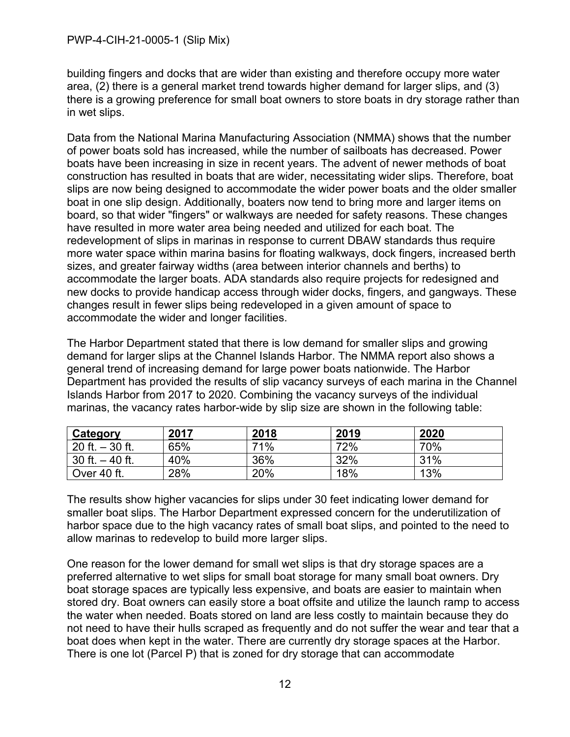building fingers and docks that are wider than existing and therefore occupy more water area, (2) there is a general market trend towards higher demand for larger slips, and (3) there is a growing preference for small boat owners to store boats in dry storage rather than in wet slips.

Data from the National Marina Manufacturing Association (NMMA) shows that the number of power boats sold has increased, while the number of sailboats has decreased. Power boats have been increasing in size in recent years. The advent of newer methods of boat construction has resulted in boats that are wider, necessitating wider slips. Therefore, boat slips are now being designed to accommodate the wider power boats and the older smaller boat in one slip design. Additionally, boaters now tend to bring more and larger items on board, so that wider "fingers" or walkways are needed for safety reasons. These changes have resulted in more water area being needed and utilized for each boat. The redevelopment of slips in marinas in response to current DBAW standards thus require more water space within marina basins for floating walkways, dock fingers, increased berth sizes, and greater fairway widths (area between interior channels and berths) to accommodate the larger boats. ADA standards also require projects for redesigned and new docks to provide handicap access through wider docks, fingers, and gangways. These changes result in fewer slips being redeveloped in a given amount of space to accommodate the wider and longer facilities.

The Harbor Department stated that there is low demand for smaller slips and growing demand for larger slips at the Channel Islands Harbor. The NMMA report also shows a general trend of increasing demand for large power boats nationwide. The Harbor Department has provided the results of slip vacancy surveys of each marina in the Channel Islands Harbor from 2017 to 2020. Combining the vacancy surveys of the individual marinas, the vacancy rates harbor-wide by slip size are shown in the following table:

| Category | 2017 | 2018 | 2019 | 2020 |
|---|---|---|---|---|
| 20 ft. – 30 ft. | 65% | 71% | 72% | 70% |
| 30 ft. – 40 ft. | 40% | 36% | 32% | 31% |
| Over 40 ft. | 28% | 20% | 18% | 13% |

The results show higher vacancies for slips under 30 feet indicating lower demand for smaller boat slips. The Harbor Department expressed concern for the underutilization of harbor space due to the high vacancy rates of small boat slips, and pointed to the need to allow marinas to redevelop to build more larger slips.

One reason for the lower demand for small wet slips is that dry storage spaces are a preferred alternative to wet slips for small boat storage for many small boat owners. Dry boat storage spaces are typically less expensive, and boats are easier to maintain when stored dry. Boat owners can easily store a boat offsite and utilize the launch ramp to access the water when needed. Boats stored on land are less costly to maintain because they do not need to have their hulls scraped as frequently and do not suffer the wear and tear that a boat does when kept in the water. There are currently dry storage spaces at the Harbor. There is one lot (Parcel P) that is zoned for dry storage that can accommodate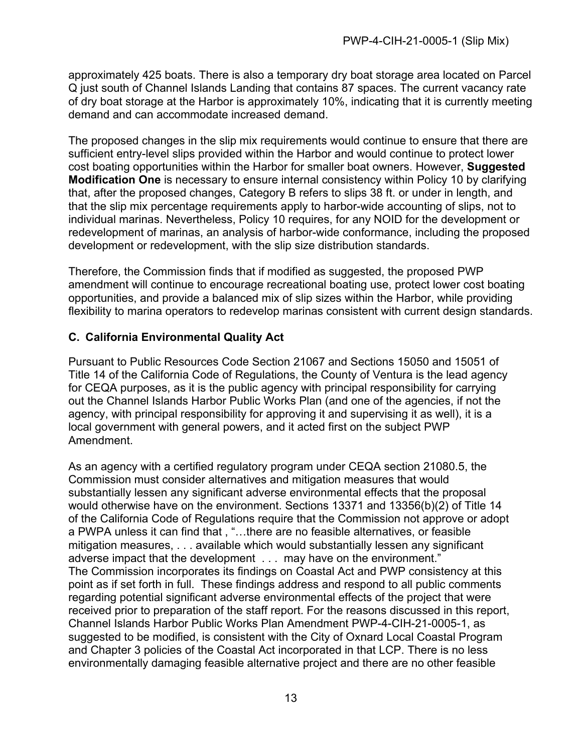approximately 425 boats. There is also a temporary dry boat storage area located on Parcel Q just south of Channel Islands Landing that contains 87 spaces. The current vacancy rate of dry boat storage at the Harbor is approximately 10%, indicating that it is currently meeting demand and can accommodate increased demand.

The proposed changes in the slip mix requirements would continue to ensure that there are sufficient entry-level slips provided within the Harbor and would continue to protect lower cost boating opportunities within the Harbor for smaller boat owners. However, **Suggested Modification One** is necessary to ensure internal consistency within Policy 10 by clarifying that, after the proposed changes, Category B refers to slips 38 ft. or under in length, and that the slip mix percentage requirements apply to harbor-wide accounting of slips, not to individual marinas. Nevertheless, Policy 10 requires, for any NOID for the development or redevelopment of marinas, an analysis of harbor-wide conformance, including the proposed development or redevelopment, with the slip size distribution standards.

Therefore, the Commission finds that if modified as suggested, the proposed PWP amendment will continue to encourage recreational boating use, protect lower cost boating opportunities, and provide a balanced mix of slip sizes within the Harbor, while providing flexibility to marina operators to redevelop marinas consistent with current design standards.

### C. California Environmental Quality Act

Pursuant to Public Resources Code Section 21067 and Sections 15050 and 15051 of Title 14 of the California Code of Regulations, the County of Ventura is the lead agency for CEQA purposes, as it is the public agency with principal responsibility for carrying out the Channel Islands Harbor Public Works Plan (and one of the agencies, if not the agency, with principal responsibility for approving it and supervising it as well), it is a local government with general powers, and it acted first on the subject PWP Amendment.

As an agency with a certified regulatory program under CEQA section 21080.5, the Commission must consider alternatives and mitigation measures that would substantially lessen any significant adverse environmental effects that the proposal would otherwise have on the environment. Sections 13371 and 13356(b)(2) of Title 14 of the California Code of Regulations require that the Commission not approve or adopt a PWPA unless it can find that , "…there are no feasible alternatives, or feasible mitigation measures, . . . available which would substantially lessen any significant adverse impact that the development . . . may have on the environment."
The Commission incorporates its findings on Coastal Act and PWP consistency at this point as if set forth in full. These findings address and respond to all public comments regarding potential significant adverse environmental effects of the project that were received prior to preparation of the staff report. For the reasons discussed in this report, Channel Islands Harbor Public Works Plan Amendment PWP-4-CIH-21-0005-1, as suggested to be modified, is consistent with the City of Oxnard Local Coastal Program and Chapter 3 policies of the Coastal Act incorporated in that LCP. There is no less environmentally damaging feasible alternative project and there are no other feasible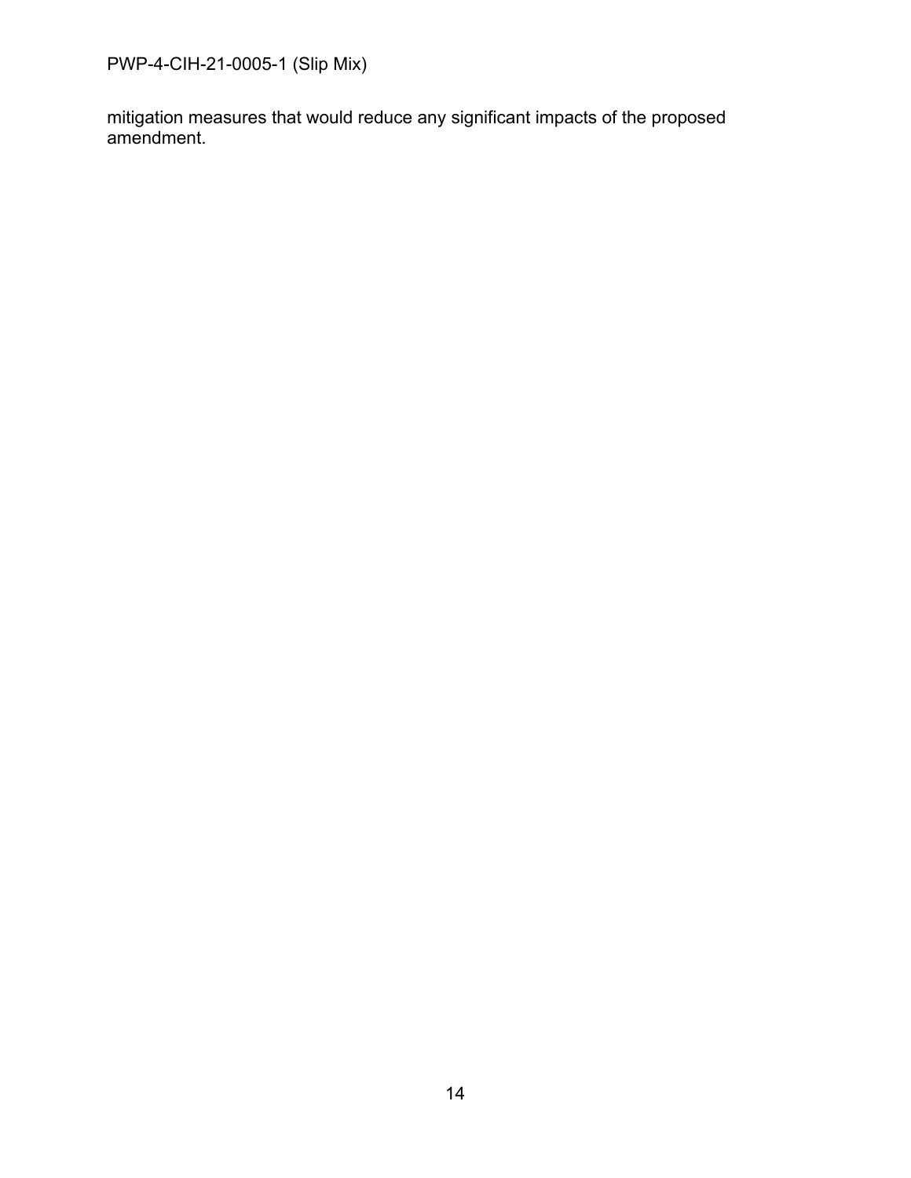mitigation measures that would reduce any significant impacts of the proposed amendment.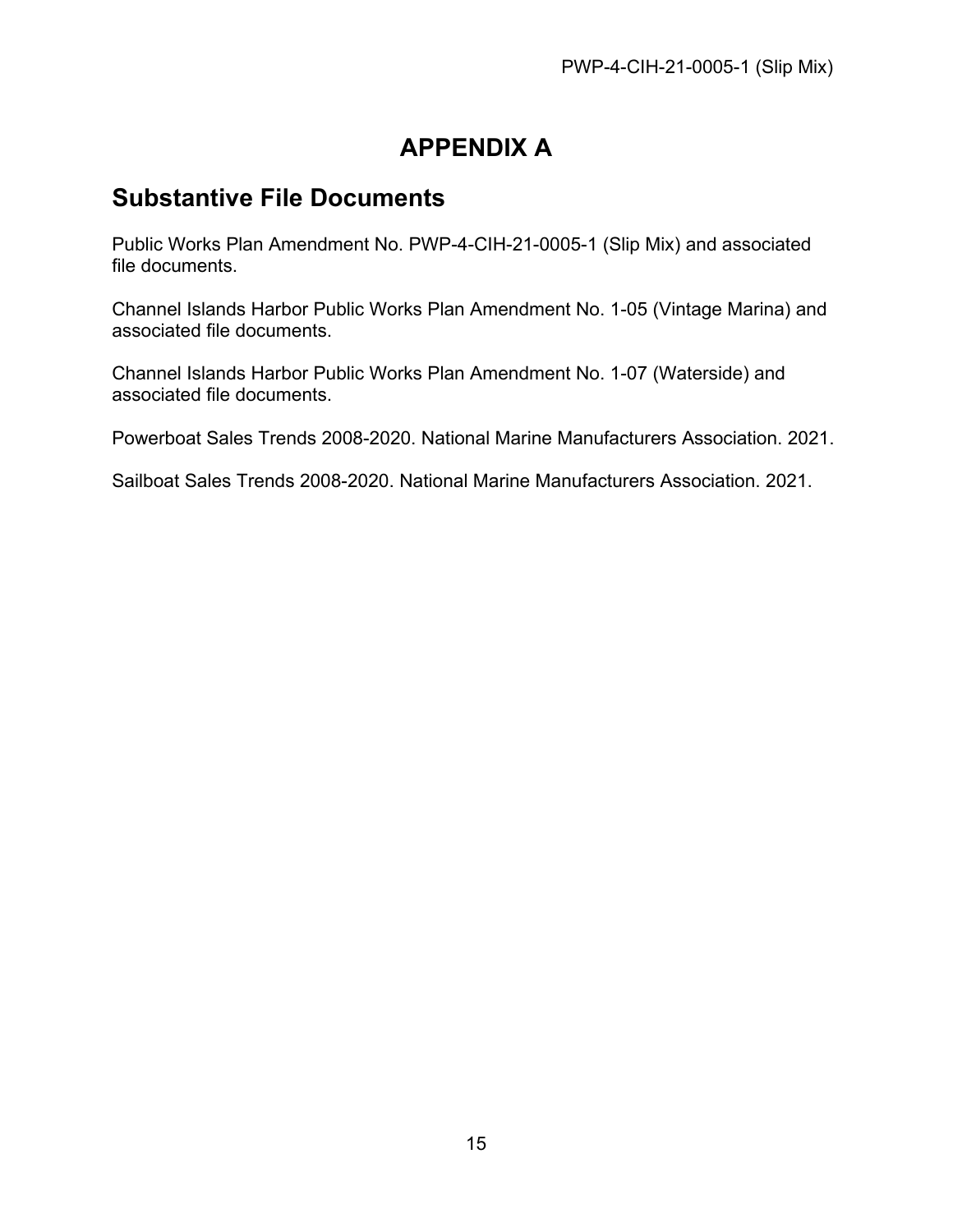# APPENDIX A

## Substantive File Documents

Public Works Plan Amendment No. PWP-4-CIH-21-0005-1 (Slip Mix) and associated file documents.

Channel Islands Harbor Public Works Plan Amendment No. 1-05 (Vintage Marina) and associated file documents.

Channel Islands Harbor Public Works Plan Amendment No. 1-07 (Waterside) and associated file documents.

Powerboat Sales Trends 2008-2020. National Marine Manufacturers Association. 2021.

Sailboat Sales Trends 2008-2020. National Marine Manufacturers Association. 2021.